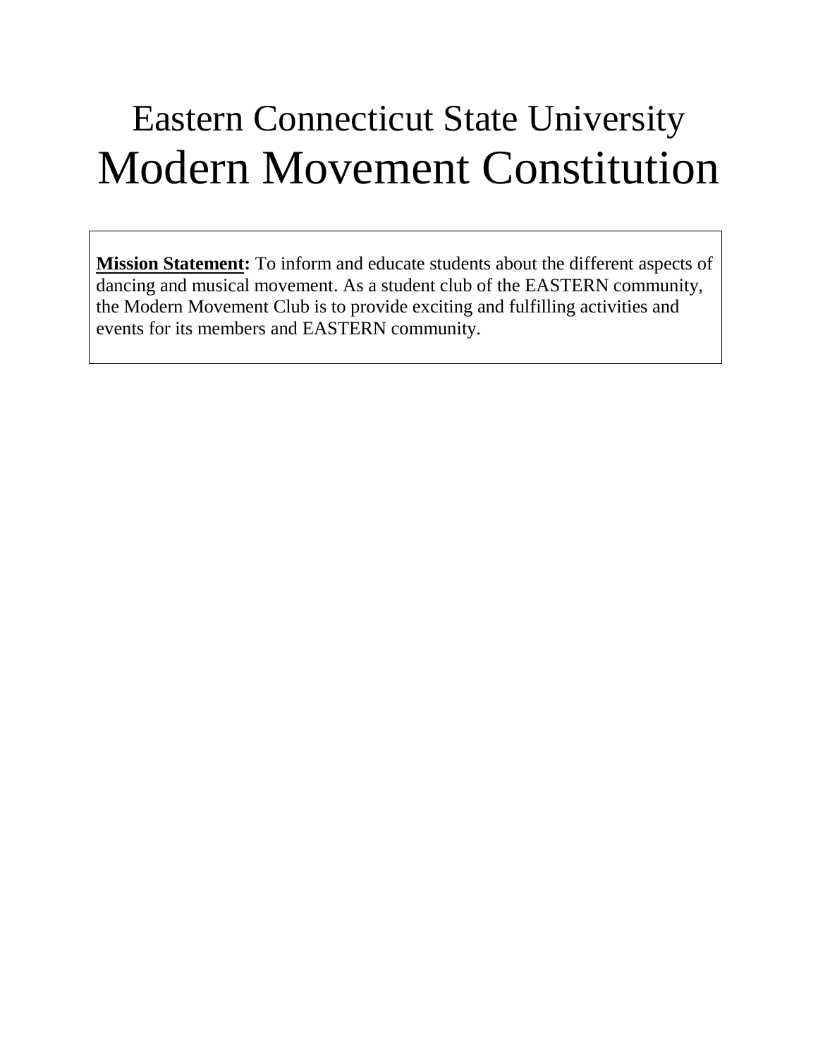# Eastern Connecticut State University

# Modern Movement Constitution

**Mission Statement:** To inform and educate students about the different aspects of dancing and musical movement. As a student club of the EASTERN community, the Modern Movement Club is to provide exciting and fulfilling activities and events for its members and EASTERN community.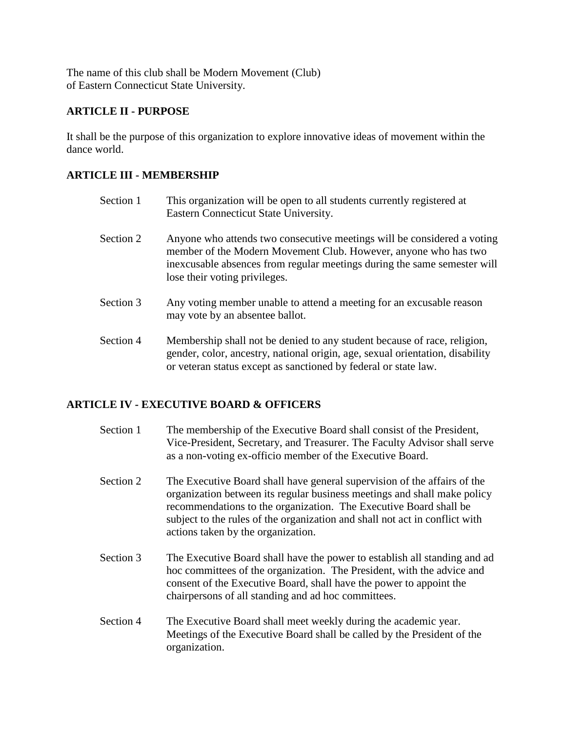The name of this club shall be Modern Movement (Club)
of Eastern Connecticut State University.

**ARTICLE II - PURPOSE**

It shall be the purpose of this organization to explore innovative ideas of movement within the dance world.

**ARTICLE III - MEMBERSHIP**

Section 1 This organization will be open to all students currently registered at Eastern Connecticut State University.

Section 2 Anyone who attends two consecutive meetings will be considered a voting member of the Modern Movement Club. However, anyone who has two inexcusable absences from regular meetings during the same semester will lose their voting privileges.

Section 3 Any voting member unable to attend a meeting for an excusable reason may vote by an absentee ballot.

Section 4 Membership shall not be denied to any student because of race, religion, gender, color, ancestry, national origin, age, sexual orientation, disability or veteran status except as sanctioned by federal or state law.

**ARTICLE IV - EXECUTIVE BOARD & OFFICERS**

Section 1 The membership of the Executive Board shall consist of the President, Vice-President, Secretary, and Treasurer. The Faculty Advisor shall serve as a non-voting ex-officio member of the Executive Board.

Section 2 The Executive Board shall have general supervision of the affairs of the organization between its regular business meetings and shall make policy recommendations to the organization. The Executive Board shall be subject to the rules of the organization and shall not act in conflict with actions taken by the organization.

Section 3 The Executive Board shall have the power to establish all standing and ad hoc committees of the organization. The President, with the advice and consent of the Executive Board, shall have the power to appoint the chairpersons of all standing and ad hoc committees.

Section 4 The Executive Board shall meet weekly during the academic year. Meetings of the Executive Board shall be called by the President of the organization.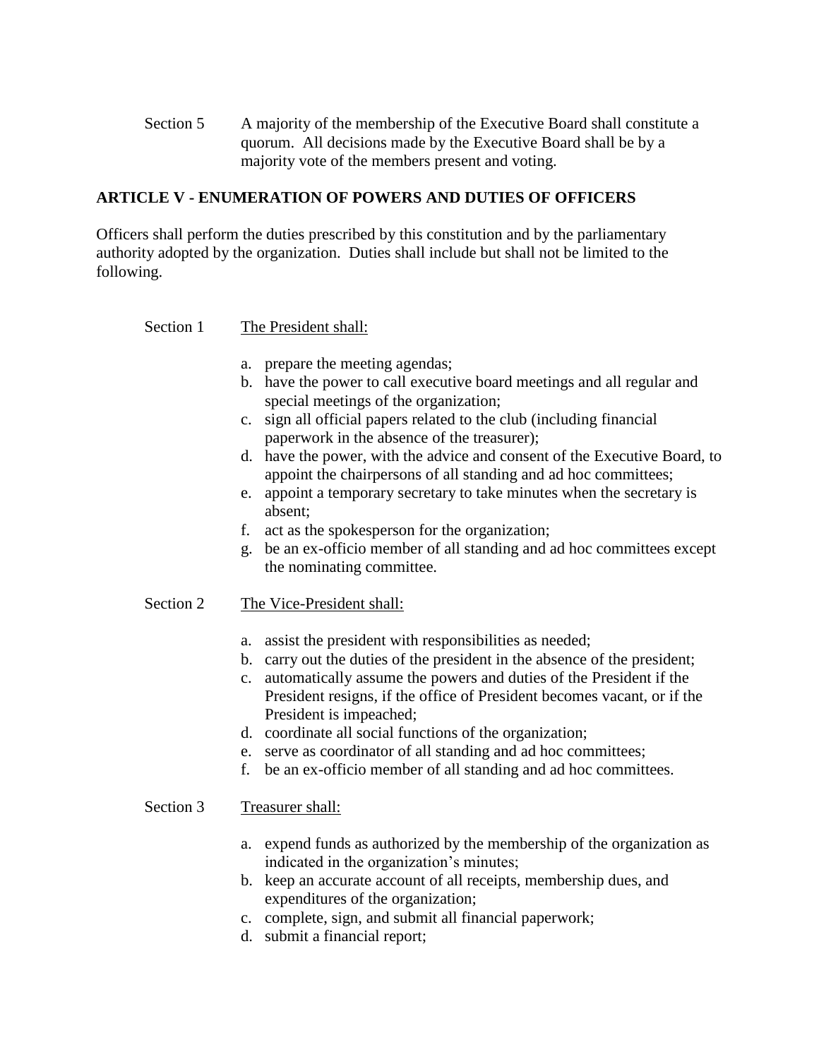Section 5 A majority of the membership of the Executive Board shall constitute a quorum. All decisions made by the Executive Board shall be by a majority vote of the members present and voting.

## ARTICLE V - ENUMERATION OF POWERS AND DUTIES OF OFFICERS

Officers shall perform the duties prescribed by this constitution and by the parliamentary authority adopted by the organization. Duties shall include but shall not be limited to the following.

Section 1 The President shall:

a. prepare the meeting agendas;
b. have the power to call executive board meetings and all regular and special meetings of the organization;
c. sign all official papers related to the club (including financial paperwork in the absence of the treasurer);
d. have the power, with the advice and consent of the Executive Board, to appoint the chairpersons of all standing and ad hoc committees;
e. appoint a temporary secretary to take minutes when the secretary is absent;
f. act as the spokesperson for the organization;
g. be an ex-officio member of all standing and ad hoc committees except the nominating committee.

Section 2 The Vice-President shall:

a. assist the president with responsibilities as needed;
b. carry out the duties of the president in the absence of the president;
c. automatically assume the powers and duties of the President if the President resigns, if the office of President becomes vacant, or if the President is impeached;
d. coordinate all social functions of the organization;
e. serve as coordinator of all standing and ad hoc committees;
f. be an ex-officio member of all standing and ad hoc committees.

Section 3 Treasurer shall:

a. expend funds as authorized by the membership of the organization as indicated in the organization's minutes;
b. keep an accurate account of all receipts, membership dues, and expenditures of the organization;
c. complete, sign, and submit all financial paperwork;
d. submit a financial report;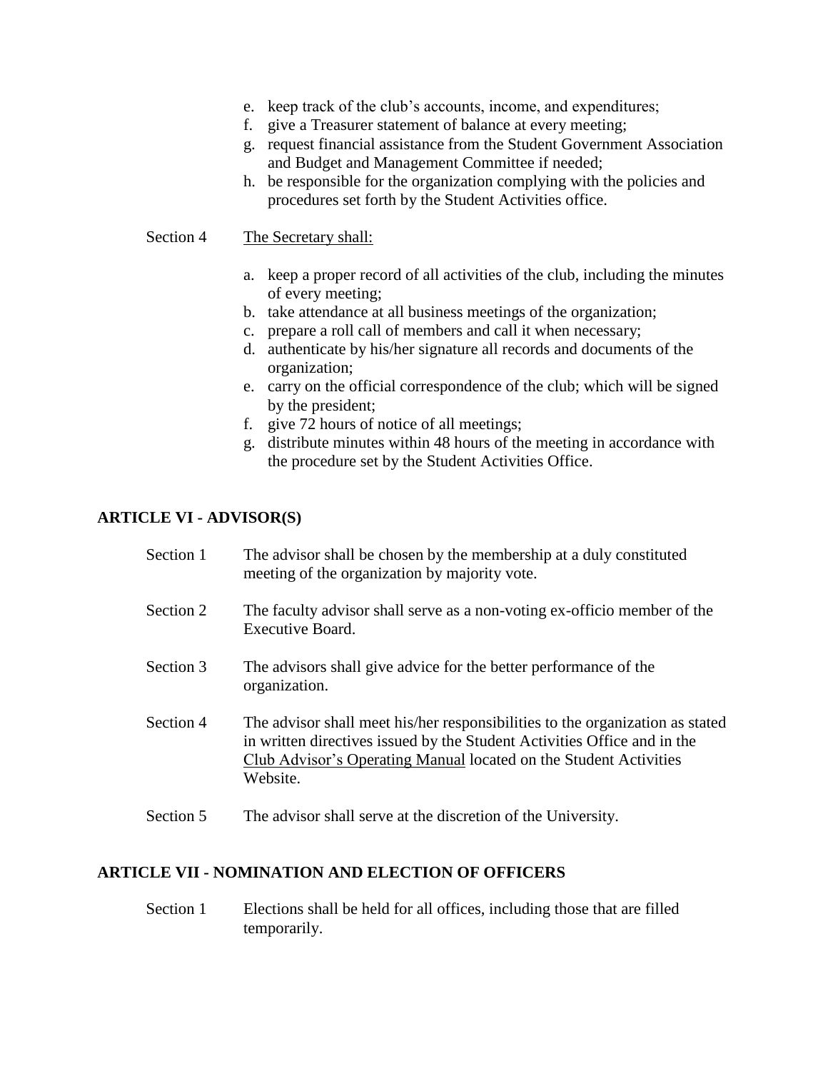e. keep track of the club's accounts, income, and expenditures;
f. give a Treasurer statement of balance at every meeting;
g. request financial assistance from the Student Government Association and Budget and Management Committee if needed;
h. be responsible for the organization complying with the policies and procedures set forth by the Student Activities office.

Section 4 The Secretary shall:

a. keep a proper record of all activities of the club, including the minutes of every meeting;
b. take attendance at all business meetings of the organization;
c. prepare a roll call of members and call it when necessary;
d. authenticate by his/her signature all records and documents of the organization;
e. carry on the official correspondence of the club; which will be signed by the president;
f. give 72 hours of notice of all meetings;
g. distribute minutes within 48 hours of the meeting in accordance with the procedure set by the Student Activities Office.

## ARTICLE VI - ADVISOR(S)

Section 1 The advisor shall be chosen by the membership at a duly constituted meeting of the organization by majority vote.

Section 2 The faculty advisor shall serve as a non-voting ex-officio member of the Executive Board.

Section 3 The advisors shall give advice for the better performance of the organization.

Section 4 The advisor shall meet his/her responsibilities to the organization as stated in written directives issued by the Student Activities Office and in the Club Advisor's Operating Manual located on the Student Activities Website.

Section 5 The advisor shall serve at the discretion of the University.

## ARTICLE VII - NOMINATION AND ELECTION OF OFFICERS

Section 1 Elections shall be held for all offices, including those that are filled temporarily.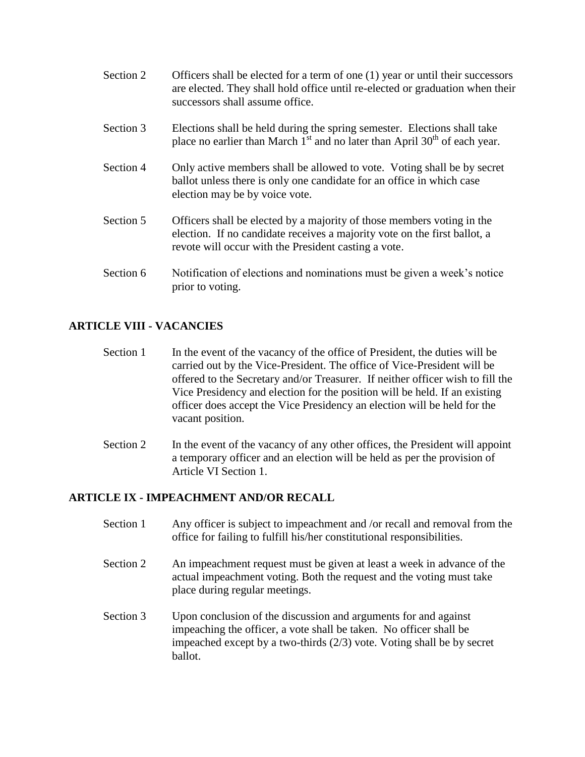Section 2 Officers shall be elected for a term of one (1) year or until their successors are elected. They shall hold office until re-elected or graduation when their successors shall assume office.

Section 3 Elections shall be held during the spring semester. Elections shall take place no earlier than March 1st and no later than April 30th of each year.

Section 4 Only active members shall be allowed to vote. Voting shall be by secret ballot unless there is only one candidate for an office in which case election may be by voice vote.

Section 5 Officers shall be elected by a majority of those members voting in the election. If no candidate receives a majority vote on the first ballot, a revote will occur with the President casting a vote.

Section 6 Notification of elections and nominations must be given a week's notice prior to voting.

## ARTICLE VIII - VACANCIES

Section 1 In the event of the vacancy of the office of President, the duties will be carried out by the Vice-President. The office of Vice-President will be offered to the Secretary and/or Treasurer. If neither officer wish to fill the Vice Presidency and election for the position will be held. If an existing officer does accept the Vice Presidency an election will be held for the vacant position.

Section 2 In the event of the vacancy of any other offices, the President will appoint a temporary officer and an election will be held as per the provision of Article VI Section 1.

## ARTICLE IX - IMPEACHMENT AND/OR RECALL

Section 1 Any officer is subject to impeachment and /or recall and removal from the office for failing to fulfill his/her constitutional responsibilities.

Section 2 An impeachment request must be given at least a week in advance of the actual impeachment voting. Both the request and the voting must take place during regular meetings.

Section 3 Upon conclusion of the discussion and arguments for and against impeaching the officer, a vote shall be taken. No officer shall be impeached except by a two-thirds (2/3) vote. Voting shall be by secret ballot.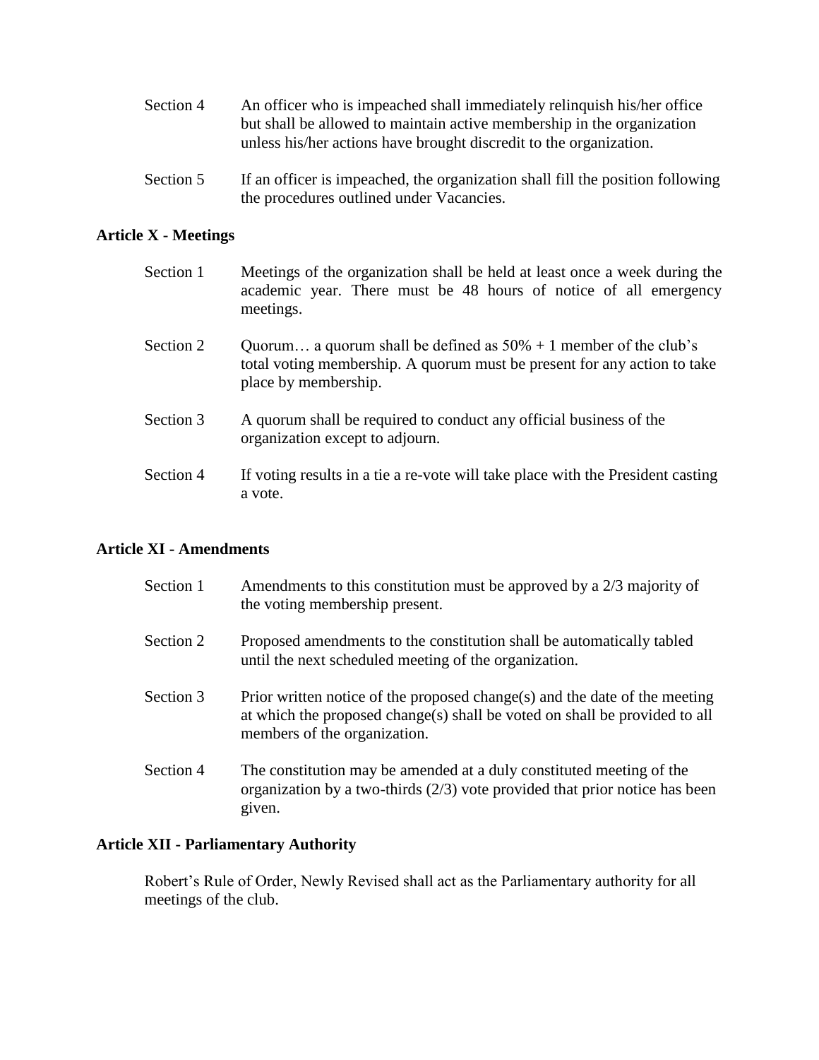Section 4 An officer who is impeached shall immediately relinquish his/her office but shall be allowed to maintain active membership in the organization unless his/her actions have brought discredit to the organization.

Section 5 If an officer is impeached, the organization shall fill the position following the procedures outlined under Vacancies.

**Article X - Meetings**

Section 1 Meetings of the organization shall be held at least once a week during the academic year. There must be 48 hours of notice of all emergency meetings.

Section 2 Quorum… a quorum shall be defined as 50% + 1 member of the club's total voting membership. A quorum must be present for any action to take place by membership.

Section 3 A quorum shall be required to conduct any official business of the organization except to adjourn.

Section 4 If voting results in a tie a re-vote will take place with the President casting a vote.

**Article XI - Amendments**

Section 1 Amendments to this constitution must be approved by a 2/3 majority of the voting membership present.

Section 2 Proposed amendments to the constitution shall be automatically tabled until the next scheduled meeting of the organization.

Section 3 Prior written notice of the proposed change(s) and the date of the meeting at which the proposed change(s) shall be voted on shall be provided to all members of the organization.

Section 4 The constitution may be amended at a duly constituted meeting of the organization by a two-thirds (2/3) vote provided that prior notice has been given.

**Article XII - Parliamentary Authority**

Robert's Rule of Order, Newly Revised shall act as the Parliamentary authority for all meetings of the club.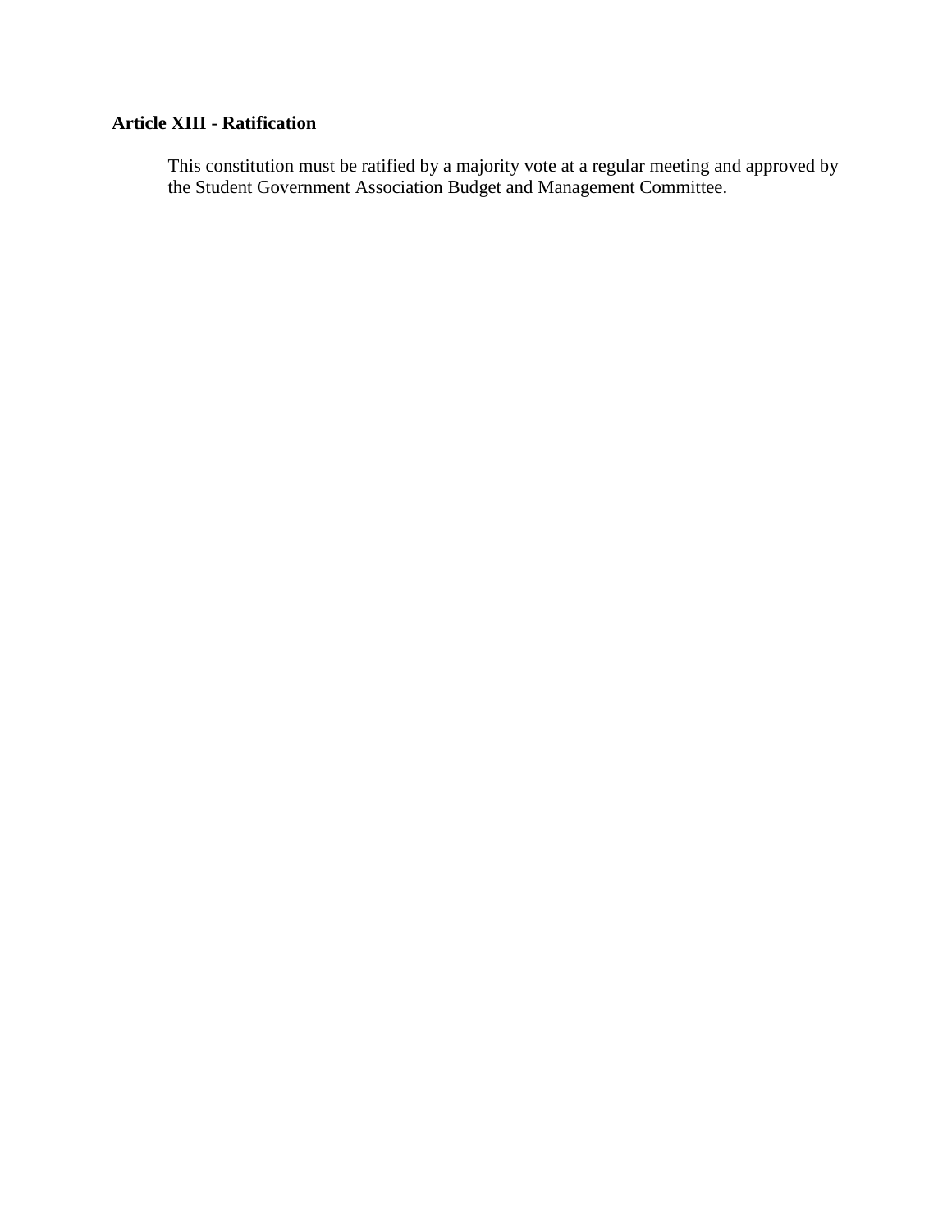**Article XIII - Ratification**

This constitution must be ratified by a majority vote at a regular meeting and approved by the Student Government Association Budget and Management Committee.